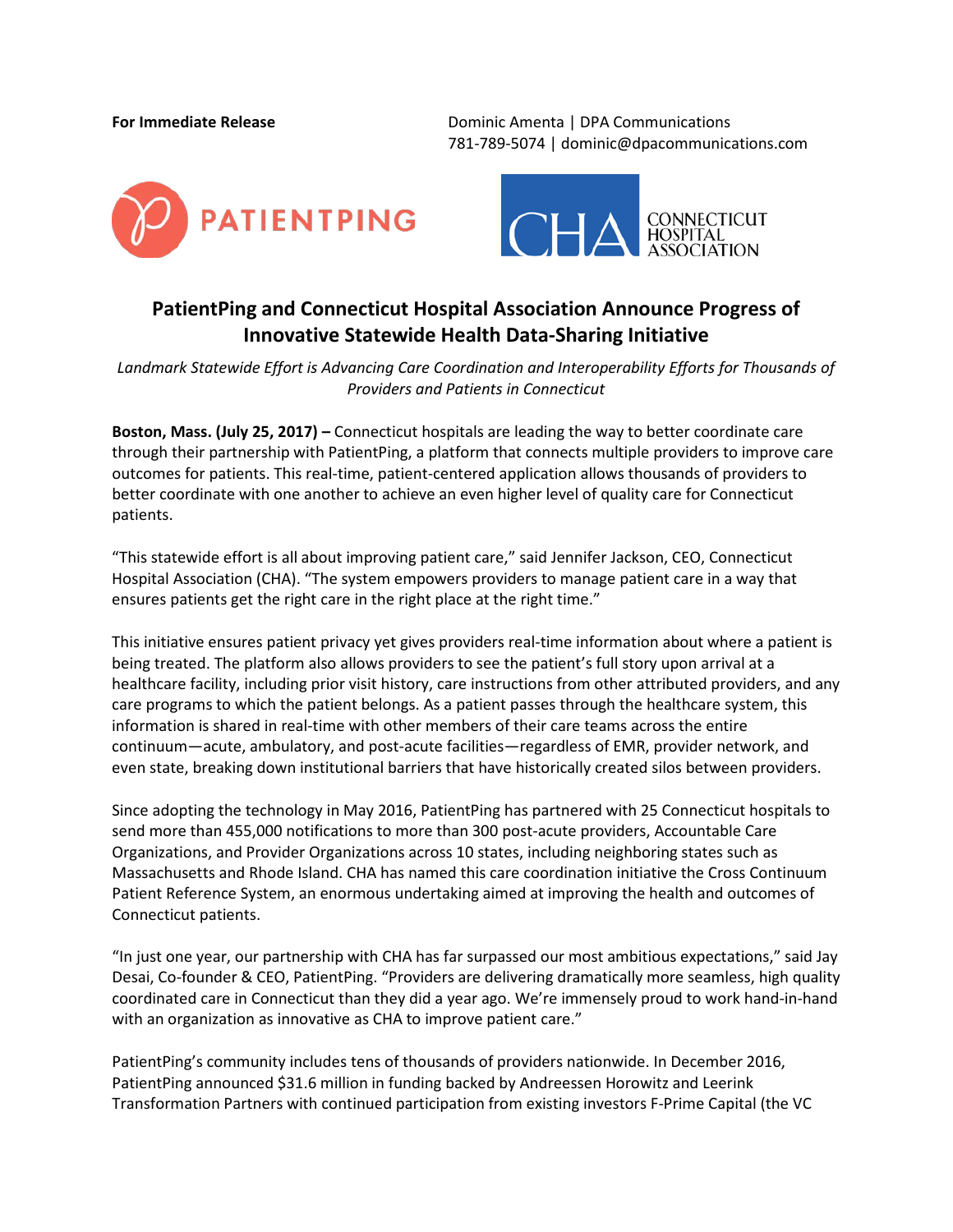**For Immediate Release**

Dominic Amenta | DPA Communications
781-789-5074 | dominic@dpacommunications.com

# PatientPing and Connecticut Hospital Association Announce Progress of Innovative Statewide Health Data-Sharing Initiative

*Landmark Statewide Effort is Advancing Care Coordination and Interoperability Efforts for Thousands of Providers and Patients in Connecticut*

**Boston, Mass. (July 25, 2017) –** Connecticut hospitals are leading the way to better coordinate care through their partnership with PatientPing, a platform that connects multiple providers to improve care outcomes for patients. This real-time, patient-centered application allows thousands of providers to better coordinate with one another to achieve an even higher level of quality care for Connecticut patients.

"This statewide effort is all about improving patient care," said Jennifer Jackson, CEO, Connecticut Hospital Association (CHA). "The system empowers providers to manage patient care in a way that ensures patients get the right care in the right place at the right time."

This initiative ensures patient privacy yet gives providers real-time information about where a patient is being treated. The platform also allows providers to see the patient's full story upon arrival at a healthcare facility, including prior visit history, care instructions from other attributed providers, and any care programs to which the patient belongs. As a patient passes through the healthcare system, this information is shared in real-time with other members of their care teams across the entire continuum—acute, ambulatory, and post-acute facilities—regardless of EMR, provider network, and even state, breaking down institutional barriers that have historically created silos between providers.

Since adopting the technology in May 2016, PatientPing has partnered with 25 Connecticut hospitals to send more than 455,000 notifications to more than 300 post-acute providers, Accountable Care Organizations, and Provider Organizations across 10 states, including neighboring states such as Massachusetts and Rhode Island. CHA has named this care coordination initiative the Cross Continuum Patient Reference System, an enormous undertaking aimed at improving the health and outcomes of Connecticut patients.

"In just one year, our partnership with CHA has far surpassed our most ambitious expectations," said Jay Desai, Co-founder & CEO, PatientPing. "Providers are delivering dramatically more seamless, high quality coordinated care in Connecticut than they did a year ago. We're immensely proud to work hand-in-hand with an organization as innovative as CHA to improve patient care."

PatientPing's community includes tens of thousands of providers nationwide. In December 2016, PatientPing announced $31.6 million in funding backed by Andreessen Horowitz and Leerink Transformation Partners with continued participation from existing investors F-Prime Capital (the VC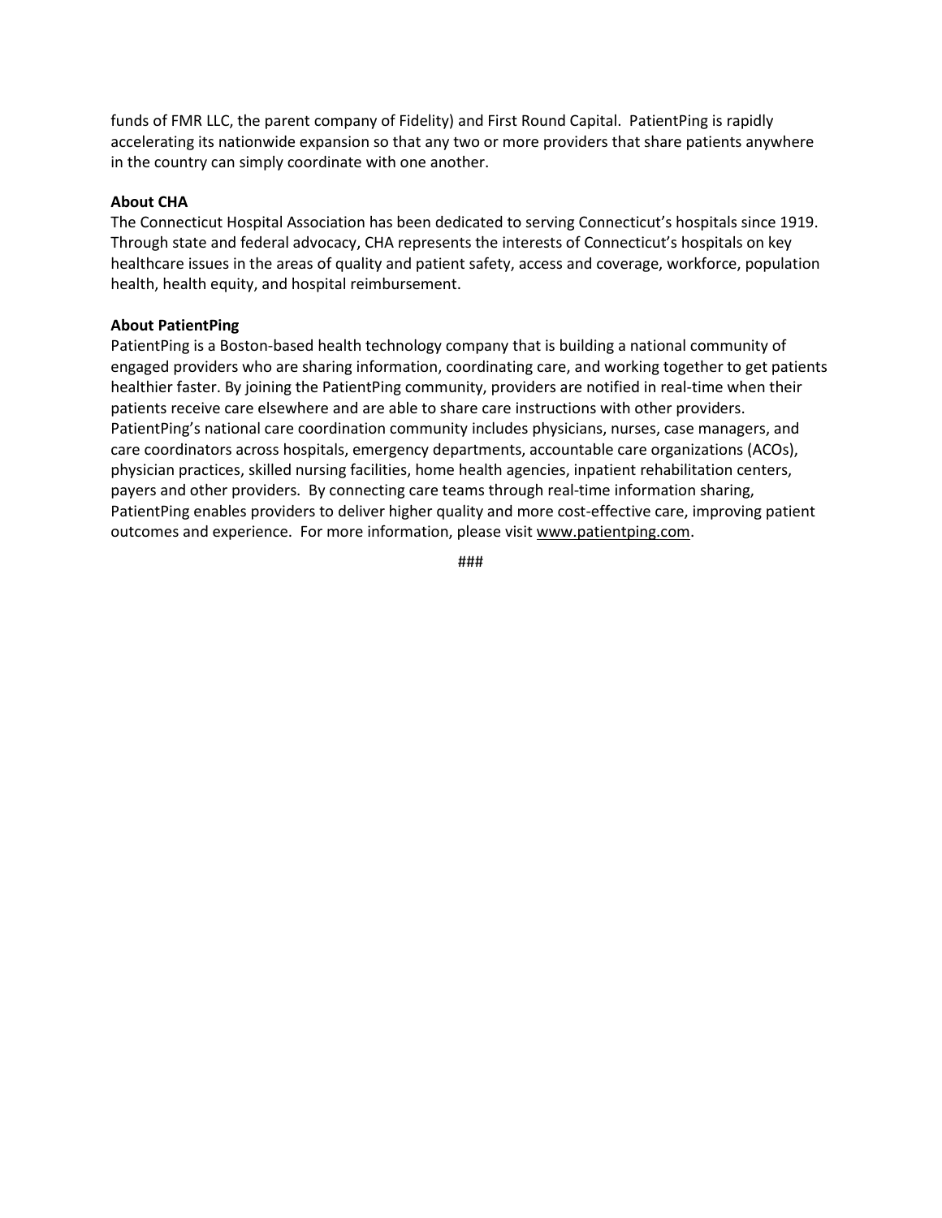funds of FMR LLC, the parent company of Fidelity) and First Round Capital. PatientPing is rapidly accelerating its nationwide expansion so that any two or more providers that share patients anywhere in the country can simply coordinate with one another.

**About CHA**

The Connecticut Hospital Association has been dedicated to serving Connecticut's hospitals since 1919. Through state and federal advocacy, CHA represents the interests of Connecticut's hospitals on key healthcare issues in the areas of quality and patient safety, access and coverage, workforce, population health, health equity, and hospital reimbursement.

**About PatientPing**

PatientPing is a Boston-based health technology company that is building a national community of engaged providers who are sharing information, coordinating care, and working together to get patients healthier faster. By joining the PatientPing community, providers are notified in real-time when their patients receive care elsewhere and are able to share care instructions with other providers. PatientPing's national care coordination community includes physicians, nurses, case managers, and care coordinators across hospitals, emergency departments, accountable care organizations (ACOs), physician practices, skilled nursing facilities, home health agencies, inpatient rehabilitation centers, payers and other providers. By connecting care teams through real-time information sharing, PatientPing enables providers to deliver higher quality and more cost-effective care, improving patient outcomes and experience. For more information, please visit www.patientping.com.

###